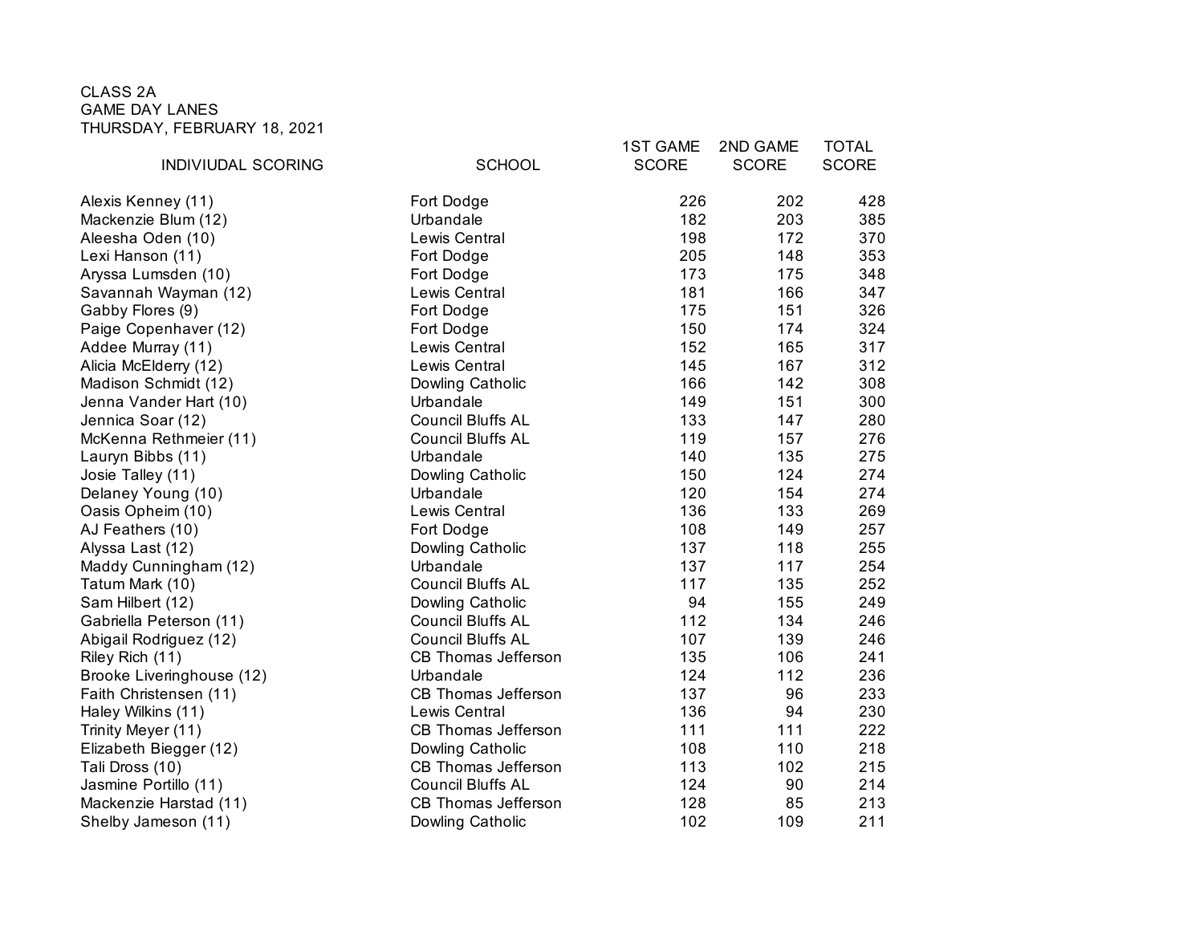CLASS 2A
GAME DAY LANES
THURSDAY, FEBRUARY 18, 2021

| INDIVIUDAL SCORING | SCHOOL | 1ST GAME SCORE | 2ND GAME SCORE | TOTAL SCORE |
|---|---|---|---|---|
| Alexis Kenney (11) | Fort Dodge | 226 | 202 | 428 |
| Mackenzie Blum (12) | Urbandale | 182 | 203 | 385 |
| Aleesha Oden (10) | Lewis Central | 198 | 172 | 370 |
| Lexi Hanson (11) | Fort Dodge | 205 | 148 | 353 |
| Aryssa Lumsden (10) | Fort Dodge | 173 | 175 | 348 |
| Savannah Wayman (12) | Lewis Central | 181 | 166 | 347 |
| Gabby Flores (9) | Fort Dodge | 175 | 151 | 326 |
| Paige Copenhaver (12) | Fort Dodge | 150 | 174 | 324 |
| Addee Murray (11) | Lewis Central | 152 | 165 | 317 |
| Alicia McElderry (12) | Lewis Central | 145 | 167 | 312 |
| Madison Schmidt (12) | Dowling Catholic | 166 | 142 | 308 |
| Jenna Vander Hart (10) | Urbandale | 149 | 151 | 300 |
| Jennica Soar (12) | Council Bluffs AL | 133 | 147 | 280 |
| McKenna Rethmeier (11) | Council Bluffs AL | 119 | 157 | 276 |
| Lauryn Bibbs (11) | Urbandale | 140 | 135 | 275 |
| Josie Talley (11) | Dowling Catholic | 150 | 124 | 274 |
| Delaney Young (10) | Urbandale | 120 | 154 | 274 |
| Oasis Opheim (10) | Lewis Central | 136 | 133 | 269 |
| AJ Feathers (10) | Fort Dodge | 108 | 149 | 257 |
| Alyssa Last (12) | Dowling Catholic | 137 | 118 | 255 |
| Maddy Cunningham (12) | Urbandale | 137 | 117 | 254 |
| Tatum Mark (10) | Council Bluffs AL | 117 | 135 | 252 |
| Sam Hilbert (12) | Dowling Catholic | 94 | 155 | 249 |
| Gabriella Peterson (11) | Council Bluffs AL | 112 | 134 | 246 |
| Abigail Rodriguez (12) | Council Bluffs AL | 107 | 139 | 246 |
| Riley Rich (11) | CB Thomas Jefferson | 135 | 106 | 241 |
| Brooke Liveringhouse (12) | Urbandale | 124 | 112 | 236 |
| Faith Christensen (11) | CB Thomas Jefferson | 137 | 96 | 233 |
| Haley Wilkins (11) | Lewis Central | 136 | 94 | 230 |
| Trinity Meyer (11) | CB Thomas Jefferson | 111 | 111 | 222 |
| Elizabeth Biegger (12) | Dowling Catholic | 108 | 110 | 218 |
| Tali Dross (10) | CB Thomas Jefferson | 113 | 102 | 215 |
| Jasmine Portillo (11) | Council Bluffs AL | 124 | 90 | 214 |
| Mackenzie Harstad (11) | CB Thomas Jefferson | 128 | 85 | 213 |
| Shelby Jameson (11) | Dowling Catholic | 102 | 109 | 211 |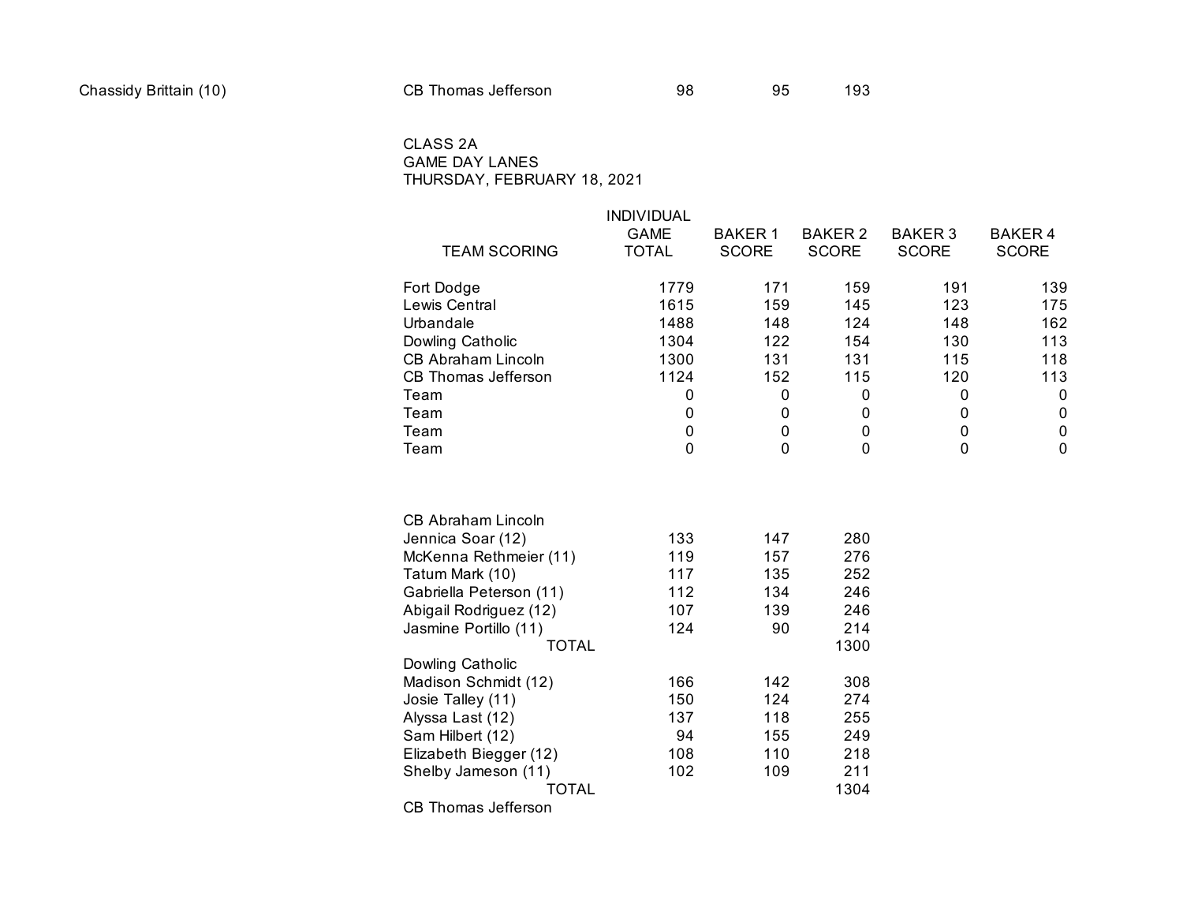| | | | | |
|---|---|---|---|---|
| Chassidy Brittain (10) | CB Thomas Jefferson | 98 | 95 | 193 |

CLASS 2A
GAME DAY LANES
THURSDAY, FEBRUARY 18, 2021

| TEAM SCORING | INDIVIDUAL GAME TOTAL | BAKER 1 SCORE | BAKER 2 SCORE | BAKER 3 SCORE | BAKER 4 SCORE |
|---|---|---|---|---|---|
| Fort Dodge | 1779 | 171 | 159 | 191 | 139 |
| Lewis Central | 1615 | 159 | 145 | 123 | 175 |
| Urbandale | 1488 | 148 | 124 | 148 | 162 |
| Dowling Catholic | 1304 | 122 | 154 | 130 | 113 |
| CB Abraham Lincoln | 1300 | 131 | 131 | 115 | 118 |
| CB Thomas Jefferson | 1124 | 152 | 115 | 120 | 113 |
| Team | 0 | 0 | 0 | 0 | 0 |
| Team | 0 | 0 | 0 | 0 | 0 |
| Team | 0 | 0 | 0 | 0 | 0 |
| Team | 0 | 0 | 0 | 0 | 0 |

| | | | |
|---|---|---|---|
| CB Abraham Lincoln | | | |
| Jennica Soar (12) | 133 | 147 | 280 |
| McKenna Rethmeier (11) | 119 | 157 | 276 |
| Tatum Mark (10) | 117 | 135 | 252 |
| Gabriella Peterson (11) | 112 | 134 | 246 |
| Abigail Rodriguez (12) | 107 | 139 | 246 |
| Jasmine Portillo (11) | 124 | 90 | 214 |
| TOTAL | | | 1300 |
| Dowling Catholic | | | |
| Madison Schmidt (12) | 166 | 142 | 308 |
| Josie Talley (11) | 150 | 124 | 274 |
| Alyssa Last (12) | 137 | 118 | 255 |
| Sam Hilbert (12) | 94 | 155 | 249 |
| Elizabeth Biegger (12) | 108 | 110 | 218 |
| Shelby Jameson (11) | 102 | 109 | 211 |
| TOTAL | | | 1304 |
| CB Thomas Jefferson | | | |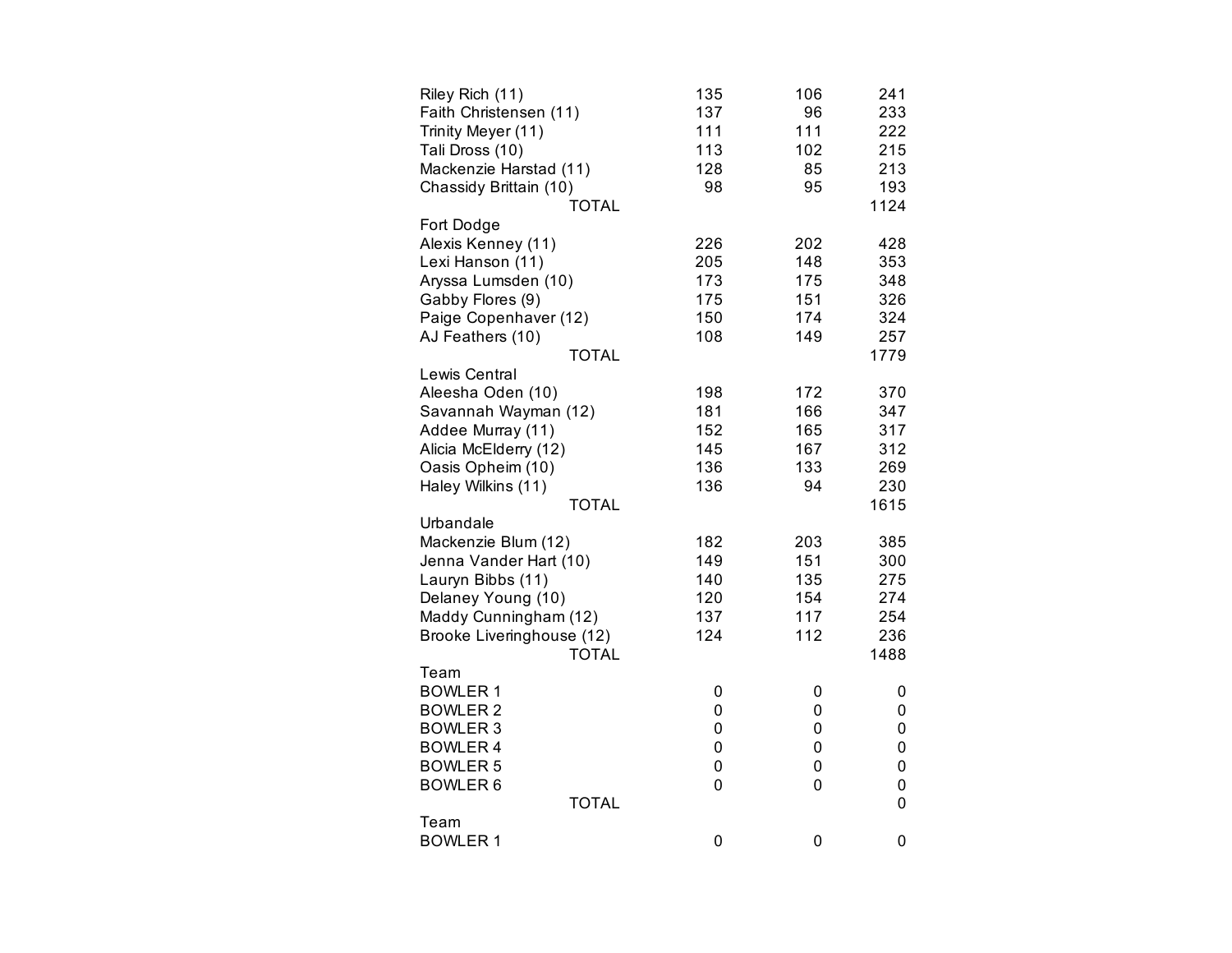| | | | |
|---|---|---|---|
| Riley Rich (11) | 135 | 106 | 241 |
| Faith Christensen (11) | 137 | 96 | 233 |
| Trinity Meyer (11) | 111 | 111 | 222 |
| Tali Dross (10) | 113 | 102 | 215 |
| Mackenzie Harstad (11) | 128 | 85 | 213 |
| Chassidy Brittain (10) | 98 | 95 | 193 |
| TOTAL | | | 1124 |
| Fort Dodge | | | |
| Alexis Kenney (11) | 226 | 202 | 428 |
| Lexi Hanson (11) | 205 | 148 | 353 |
| Aryssa Lumsden (10) | 173 | 175 | 348 |
| Gabby Flores (9) | 175 | 151 | 326 |
| Paige Copenhaver (12) | 150 | 174 | 324 |
| AJ Feathers (10) | 108 | 149 | 257 |
| TOTAL | | | 1779 |
| Lewis Central | | | |
| Aleesha Oden (10) | 198 | 172 | 370 |
| Savannah Wayman (12) | 181 | 166 | 347 |
| Addee Murray (11) | 152 | 165 | 317 |
| Alicia McElderry (12) | 145 | 167 | 312 |
| Oasis Opheim (10) | 136 | 133 | 269 |
| Haley Wilkins (11) | 136 | 94 | 230 |
| TOTAL | | | 1615 |
| Urbandale | | | |
| Mackenzie Blum (12) | 182 | 203 | 385 |
| Jenna Vander Hart (10) | 149 | 151 | 300 |
| Lauryn Bibbs (11) | 140 | 135 | 275 |
| Delaney Young (10) | 120 | 154 | 274 |
| Maddy Cunningham (12) | 137 | 117 | 254 |
| Brooke Liveringhouse (12) | 124 | 112 | 236 |
| TOTAL | | | 1488 |
| Team | | | |
| BOWLER 1 | 0 | 0 | 0 |
| BOWLER 2 | 0 | 0 | 0 |
| BOWLER 3 | 0 | 0 | 0 |
| BOWLER 4 | 0 | 0 | 0 |
| BOWLER 5 | 0 | 0 | 0 |
| BOWLER 6 | 0 | 0 | 0 |
| TOTAL | | | 0 |
| Team | | | |
| BOWLER 1 | 0 | 0 | 0 |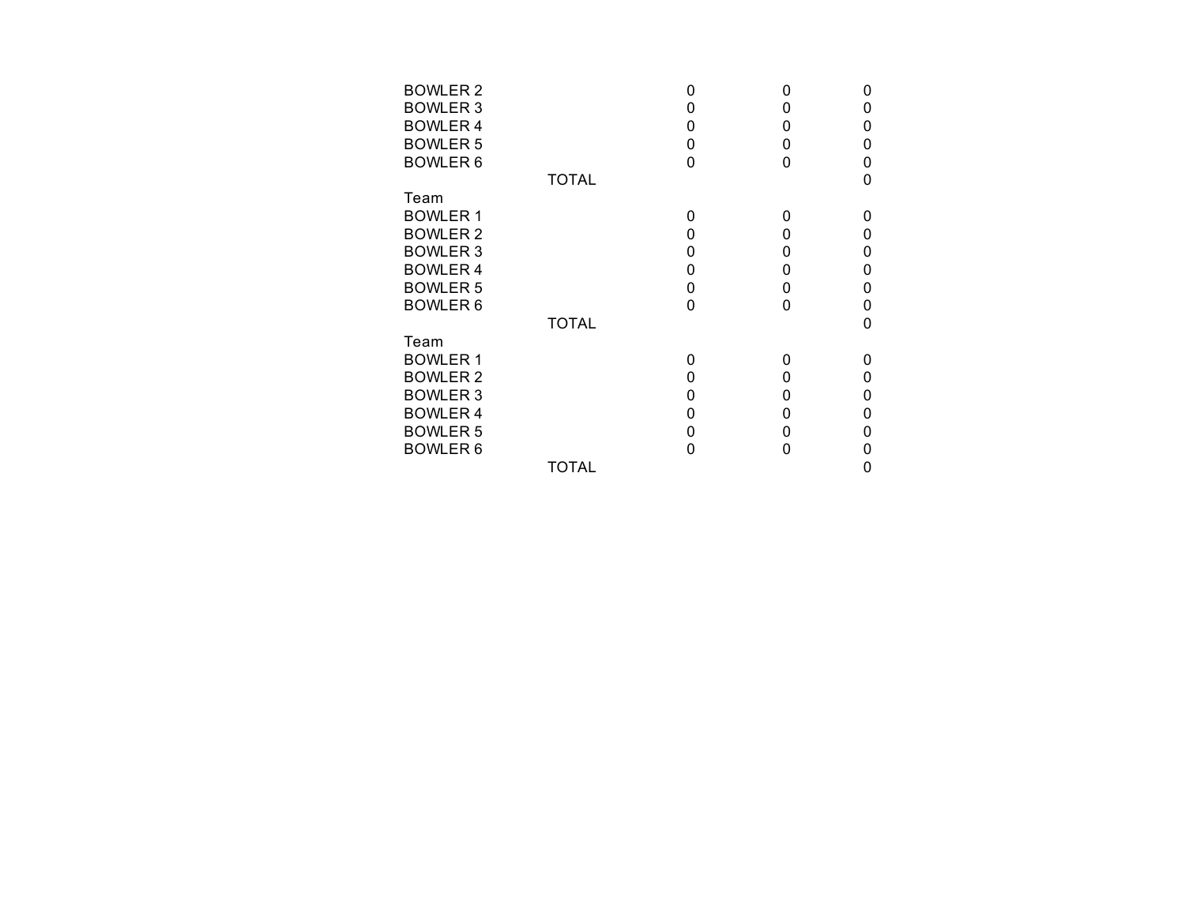| | | | | |
|---|---|---|---|---|
| BOWLER 2 | | 0 | 0 | 0 |
| BOWLER 3 | | 0 | 0 | 0 |
| BOWLER 4 | | 0 | 0 | 0 |
| BOWLER 5 | | 0 | 0 | 0 |
| BOWLER 6 | | 0 | 0 | 0 |
| | TOTAL | | | 0 |
| Team | | | | |
| BOWLER 1 | | 0 | 0 | 0 |
| BOWLER 2 | | 0 | 0 | 0 |
| BOWLER 3 | | 0 | 0 | 0 |
| BOWLER 4 | | 0 | 0 | 0 |
| BOWLER 5 | | 0 | 0 | 0 |
| BOWLER 6 | | 0 | 0 | 0 |
| | TOTAL | | | 0 |
| Team | | | | |
| BOWLER 1 | | 0 | 0 | 0 |
| BOWLER 2 | | 0 | 0 | 0 |
| BOWLER 3 | | 0 | 0 | 0 |
| BOWLER 4 | | 0 | 0 | 0 |
| BOWLER 5 | | 0 | 0 | 0 |
| BOWLER 6 | | 0 | 0 | 0 |
| | TOTAL | | | 0 |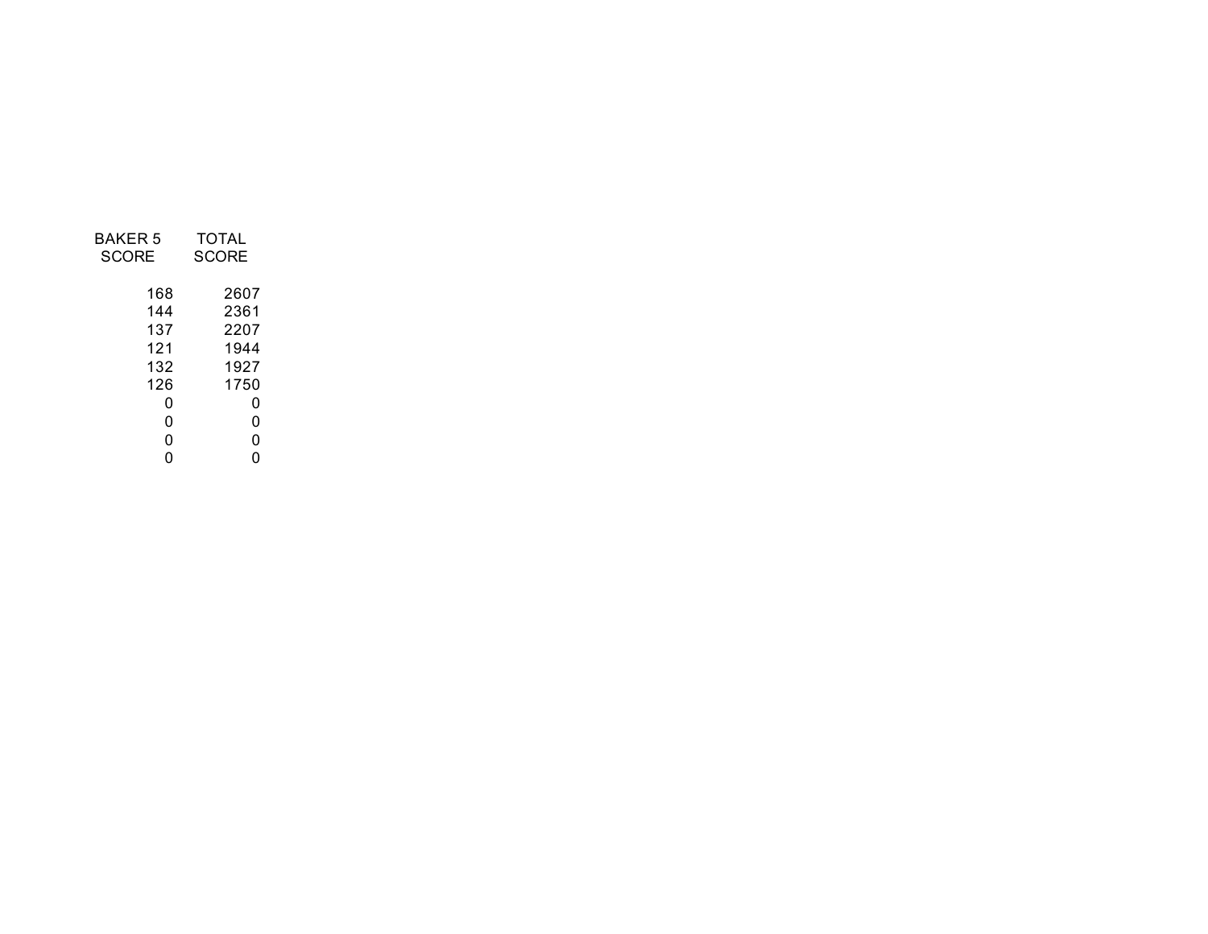| BAKER 5 SCORE | TOTAL SCORE |
|---|---|
| 168 | 2607 |
| 144 | 2361 |
| 137 | 2207 |
| 121 | 1944 |
| 132 | 1927 |
| 126 | 1750 |
| 0 | 0 |
| 0 | 0 |
| 0 | 0 |
| 0 | 0 |